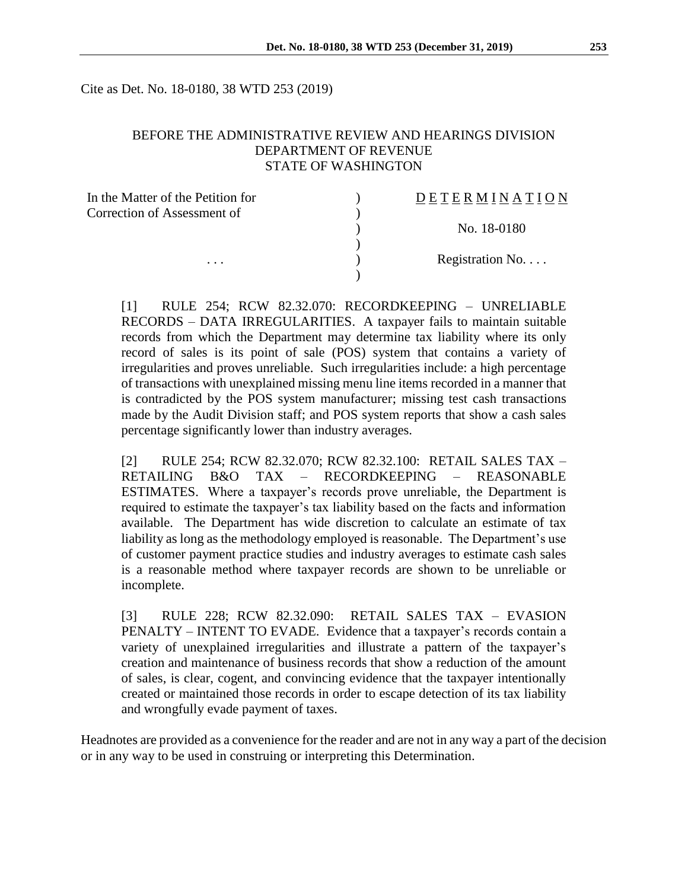Cite as Det. No. 18-0180, 38 WTD 253 (2019)

BEFORE THE ADMINISTRATIVE REVIEW AND HEARINGS DIVISION
DEPARTMENT OF REVENUE
STATE OF WASHINGTON

| In the Matter of the Petition for Correction of Assessment of | ) | DETERMINATION |
|---|---|---|
| | ) | No. 18-0180 |
| . . . | ) | Registration No. . . . |

[1] RULE 254; RCW 82.32.070: RECORDKEEPING – UNRELIABLE RECORDS – DATA IRREGULARITIES. A taxpayer fails to maintain suitable records from which the Department may determine tax liability where its only record of sales is its point of sale (POS) system that contains a variety of irregularities and proves unreliable. Such irregularities include: a high percentage of transactions with unexplained missing menu line items recorded in a manner that is contradicted by the POS system manufacturer; missing test cash transactions made by the Audit Division staff; and POS system reports that show a cash sales percentage significantly lower than industry averages.

[2] RULE 254; RCW 82.32.070; RCW 82.32.100: RETAIL SALES TAX – RETAILING B&O TAX – RECORDKEEPING – REASONABLE ESTIMATES. Where a taxpayer's records prove unreliable, the Department is required to estimate the taxpayer's tax liability based on the facts and information available. The Department has wide discretion to calculate an estimate of tax liability as long as the methodology employed is reasonable. The Department's use of customer payment practice studies and industry averages to estimate cash sales is a reasonable method where taxpayer records are shown to be unreliable or incomplete.

[3] RULE 228; RCW 82.32.090: RETAIL SALES TAX – EVASION PENALTY – INTENT TO EVADE. Evidence that a taxpayer's records contain a variety of unexplained irregularities and illustrate a pattern of the taxpayer's creation and maintenance of business records that show a reduction of the amount of sales, is clear, cogent, and convincing evidence that the taxpayer intentionally created or maintained those records in order to escape detection of its tax liability and wrongfully evade payment of taxes.

Headnotes are provided as a convenience for the reader and are not in any way a part of the decision or in any way to be used in construing or interpreting this Determination.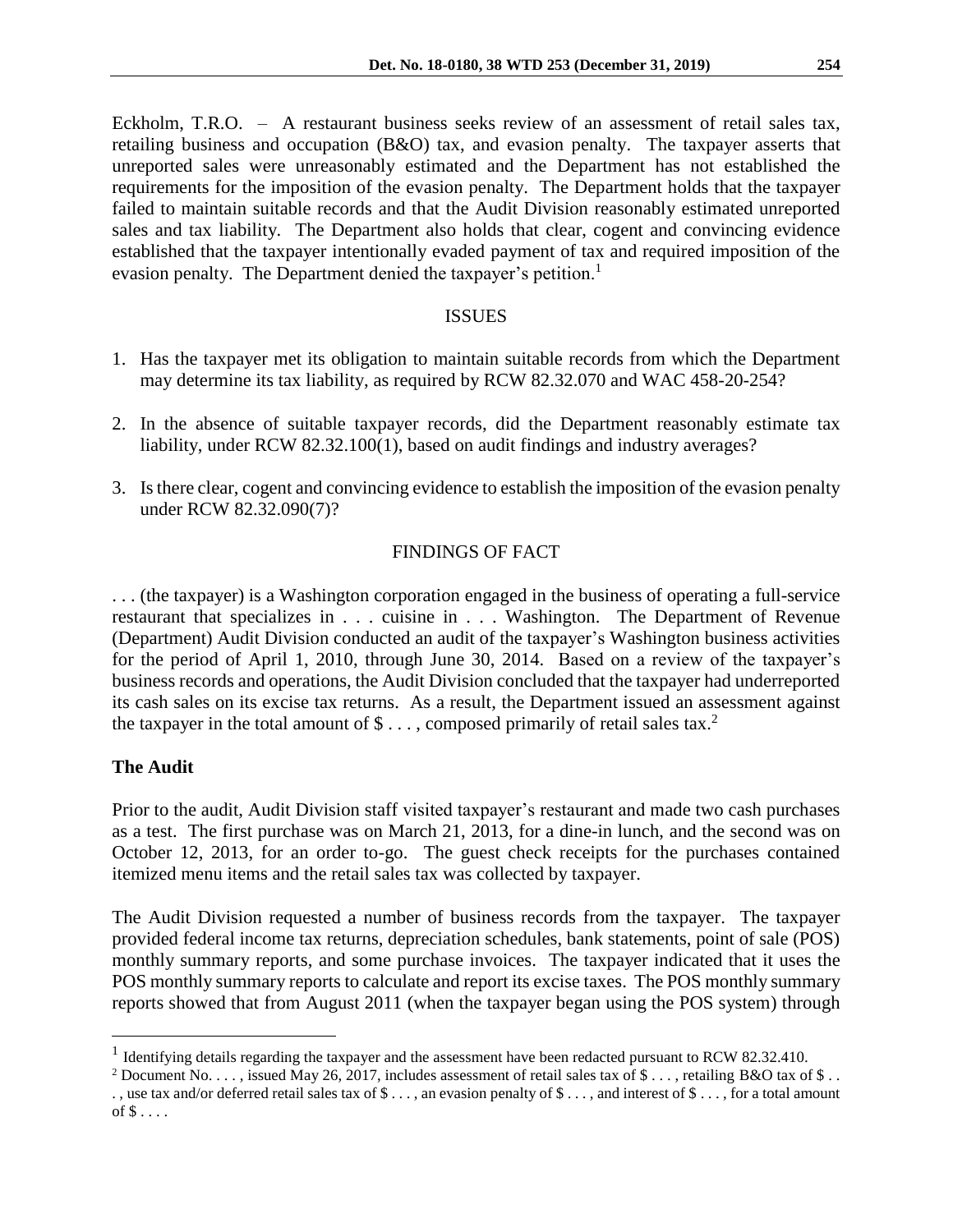Eckholm, T.R.O. – A restaurant business seeks review of an assessment of retail sales tax, retailing business and occupation (B&O) tax, and evasion penalty. The taxpayer asserts that unreported sales were unreasonably estimated and the Department has not established the requirements for the imposition of the evasion penalty. The Department holds that the taxpayer failed to maintain suitable records and that the Audit Division reasonably estimated unreported sales and tax liability. The Department also holds that clear, cogent and convincing evidence established that the taxpayer intentionally evaded payment of tax and required imposition of the evasion penalty. The Department denied the taxpayer's petition.[1]

## ISSUES

1. Has the taxpayer met its obligation to maintain suitable records from which the Department may determine its tax liability, as required by RCW 82.32.070 and WAC 458-20-254?

2. In the absence of suitable taxpayer records, did the Department reasonably estimate tax liability, under RCW 82.32.100(1), based on audit findings and industry averages?

3. Is there clear, cogent and convincing evidence to establish the imposition of the evasion penalty under RCW 82.32.090(7)?

## FINDINGS OF FACT

. . . (the taxpayer) is a Washington corporation engaged in the business of operating a full-service restaurant that specializes in . . . cuisine in . . . Washington. The Department of Revenue (Department) Audit Division conducted an audit of the taxpayer's Washington business activities for the period of April 1, 2010, through June 30, 2014. Based on a review of the taxpayer's business records and operations, the Audit Division concluded that the taxpayer had underreported its cash sales on its excise tax returns. As a result, the Department issued an assessment against the taxpayer in the total amount of $ . . . , composed primarily of retail sales tax.[2]

### The Audit

Prior to the audit, Audit Division staff visited taxpayer's restaurant and made two cash purchases as a test. The first purchase was on March 21, 2013, for a dine-in lunch, and the second was on October 12, 2013, for an order to-go. The guest check receipts for the purchases contained itemized menu items and the retail sales tax was collected by taxpayer.

The Audit Division requested a number of business records from the taxpayer. The taxpayer provided federal income tax returns, depreciation schedules, bank statements, point of sale (POS) monthly summary reports, and some purchase invoices. The taxpayer indicated that it uses the POS monthly summary reports to calculate and report its excise taxes. The POS monthly summary reports showed that from August 2011 (when the taxpayer began using the POS system) through

---

[1] Identifying details regarding the taxpayer and the assessment have been redacted pursuant to RCW 82.32.410.

[2] Document No. . . . , issued May 26, 2017, includes assessment of retail sales tax of $ . . . , retailing B&O tax of $ . . . , use tax and/or deferred retail sales tax of $ . . . , an evasion penalty of $ . . . , and interest of $ . . . , for a total amount of $ . . . .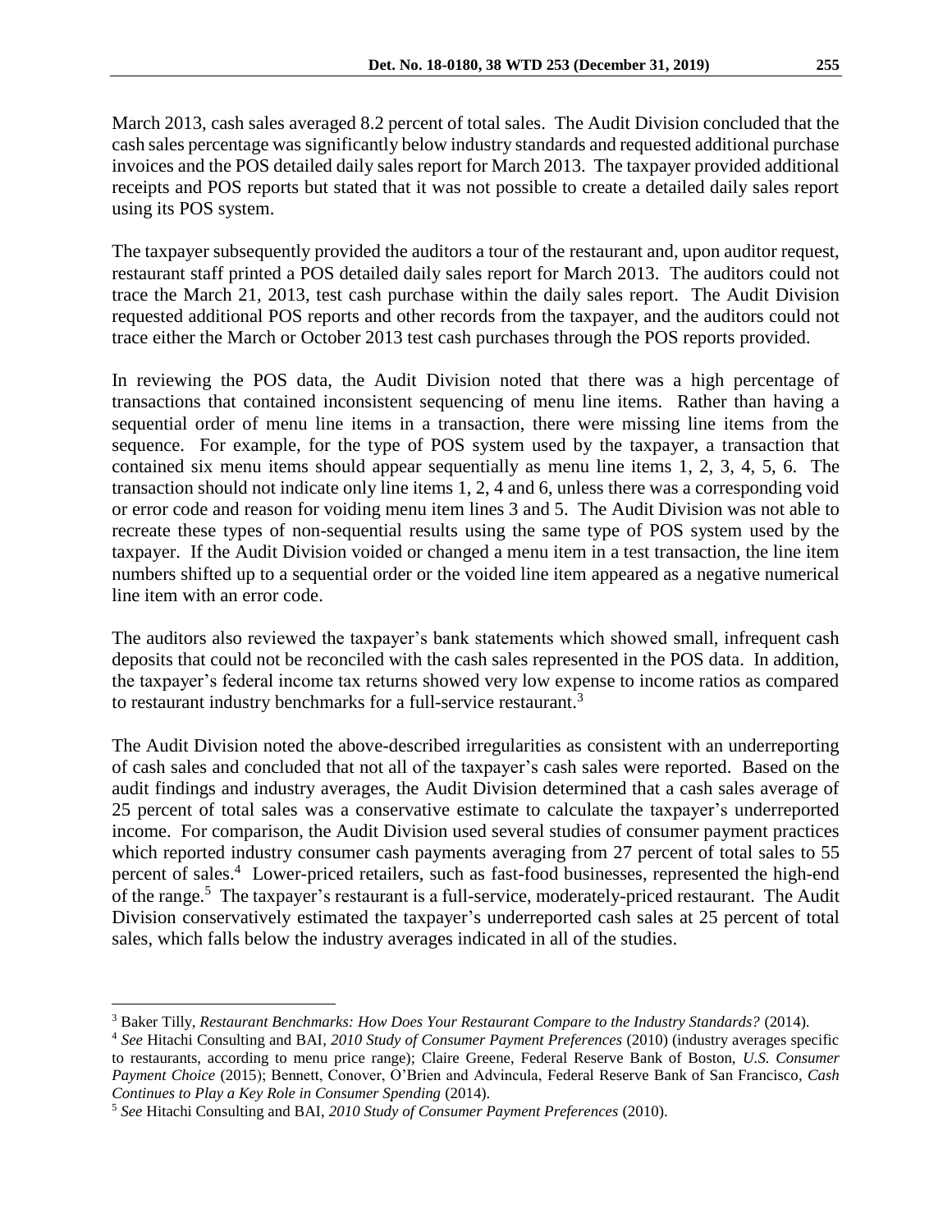March 2013, cash sales averaged 8.2 percent of total sales. The Audit Division concluded that the cash sales percentage was significantly below industry standards and requested additional purchase invoices and the POS detailed daily sales report for March 2013. The taxpayer provided additional receipts and POS reports but stated that it was not possible to create a detailed daily sales report using its POS system.

The taxpayer subsequently provided the auditors a tour of the restaurant and, upon auditor request, restaurant staff printed a POS detailed daily sales report for March 2013. The auditors could not trace the March 21, 2013, test cash purchase within the daily sales report. The Audit Division requested additional POS reports and other records from the taxpayer, and the auditors could not trace either the March or October 2013 test cash purchases through the POS reports provided.

In reviewing the POS data, the Audit Division noted that there was a high percentage of transactions that contained inconsistent sequencing of menu line items. Rather than having a sequential order of menu line items in a transaction, there were missing line items from the sequence. For example, for the type of POS system used by the taxpayer, a transaction that contained six menu items should appear sequentially as menu line items 1, 2, 3, 4, 5, 6. The transaction should not indicate only line items 1, 2, 4 and 6, unless there was a corresponding void or error code and reason for voiding menu item lines 3 and 5. The Audit Division was not able to recreate these types of non-sequential results using the same type of POS system used by the taxpayer. If the Audit Division voided or changed a menu item in a test transaction, the line item numbers shifted up to a sequential order or the voided line item appeared as a negative numerical line item with an error code.

The auditors also reviewed the taxpayer's bank statements which showed small, infrequent cash deposits that could not be reconciled with the cash sales represented in the POS data. In addition, the taxpayer's federal income tax returns showed very low expense to income ratios as compared to restaurant industry benchmarks for a full-service restaurant.[3]

The Audit Division noted the above-described irregularities as consistent with an underreporting of cash sales and concluded that not all of the taxpayer's cash sales were reported. Based on the audit findings and industry averages, the Audit Division determined that a cash sales average of 25 percent of total sales was a conservative estimate to calculate the taxpayer's underreported income. For comparison, the Audit Division used several studies of consumer payment practices which reported industry consumer cash payments averaging from 27 percent of total sales to 55 percent of sales.[4] Lower-priced retailers, such as fast-food businesses, represented the high-end of the range.[5] The taxpayer's restaurant is a full-service, moderately-priced restaurant. The Audit Division conservatively estimated the taxpayer's underreported cash sales at 25 percent of total sales, which falls below the industry averages indicated in all of the studies.

---

[3] Baker Tilly, *Restaurant Benchmarks: How Does Your Restaurant Compare to the Industry Standards?* (2014).

[4] *See* Hitachi Consulting and BAI, *2010 Study of Consumer Payment Preferences* (2010) (industry averages specific to restaurants, according to menu price range); Claire Greene, Federal Reserve Bank of Boston, *U.S. Consumer Payment Choice* (2015); Bennett, Conover, O'Brien and Advincula, Federal Reserve Bank of San Francisco, *Cash Continues to Play a Key Role in Consumer Spending* (2014).

[5] *See* Hitachi Consulting and BAI, *2010 Study of Consumer Payment Preferences* (2010).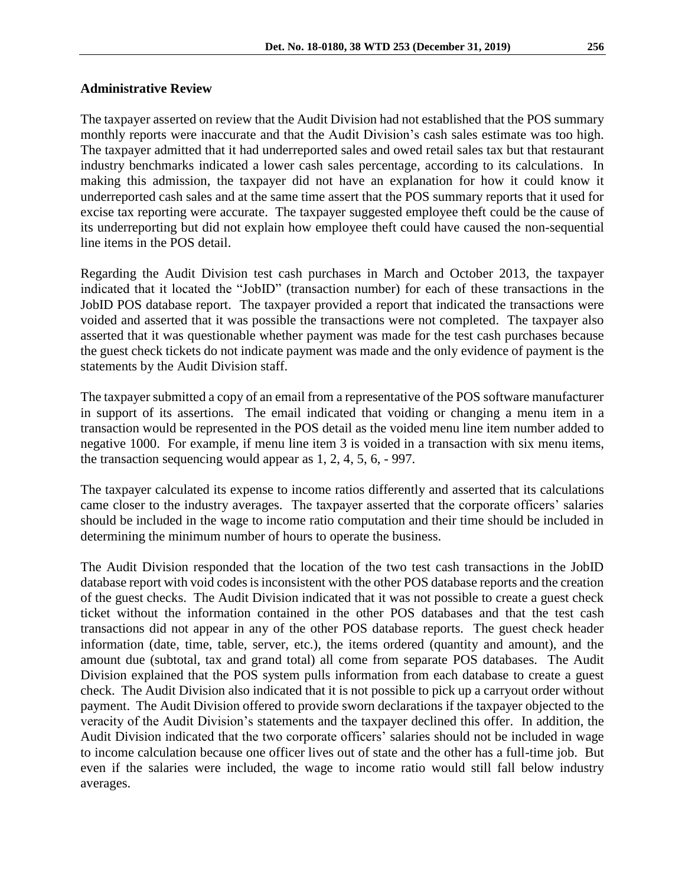## Administrative Review

The taxpayer asserted on review that the Audit Division had not established that the POS summary monthly reports were inaccurate and that the Audit Division's cash sales estimate was too high. The taxpayer admitted that it had underreported sales and owed retail sales tax but that restaurant industry benchmarks indicated a lower cash sales percentage, according to its calculations. In making this admission, the taxpayer did not have an explanation for how it could know it underreported cash sales and at the same time assert that the POS summary reports that it used for excise tax reporting were accurate. The taxpayer suggested employee theft could be the cause of its underreporting but did not explain how employee theft could have caused the non-sequential line items in the POS detail.

Regarding the Audit Division test cash purchases in March and October 2013, the taxpayer indicated that it located the "JobID" (transaction number) for each of these transactions in the JobID POS database report. The taxpayer provided a report that indicated the transactions were voided and asserted that it was possible the transactions were not completed. The taxpayer also asserted that it was questionable whether payment was made for the test cash purchases because the guest check tickets do not indicate payment was made and the only evidence of payment is the statements by the Audit Division staff.

The taxpayer submitted a copy of an email from a representative of the POS software manufacturer in support of its assertions. The email indicated that voiding or changing a menu item in a transaction would be represented in the POS detail as the voided menu line item number added to negative 1000. For example, if menu line item 3 is voided in a transaction with six menu items, the transaction sequencing would appear as 1, 2, 4, 5, 6, - 997.

The taxpayer calculated its expense to income ratios differently and asserted that its calculations came closer to the industry averages. The taxpayer asserted that the corporate officers' salaries should be included in the wage to income ratio computation and their time should be included in determining the minimum number of hours to operate the business.

The Audit Division responded that the location of the two test cash transactions in the JobID database report with void codes is inconsistent with the other POS database reports and the creation of the guest checks. The Audit Division indicated that it was not possible to create a guest check ticket without the information contained in the other POS databases and that the test cash transactions did not appear in any of the other POS database reports. The guest check header information (date, time, table, server, etc.), the items ordered (quantity and amount), and the amount due (subtotal, tax and grand total) all come from separate POS databases. The Audit Division explained that the POS system pulls information from each database to create a guest check. The Audit Division also indicated that it is not possible to pick up a carryout order without payment. The Audit Division offered to provide sworn declarations if the taxpayer objected to the veracity of the Audit Division's statements and the taxpayer declined this offer. In addition, the Audit Division indicated that the two corporate officers' salaries should not be included in wage to income calculation because one officer lives out of state and the other has a full-time job. But even if the salaries were included, the wage to income ratio would still fall below industry averages.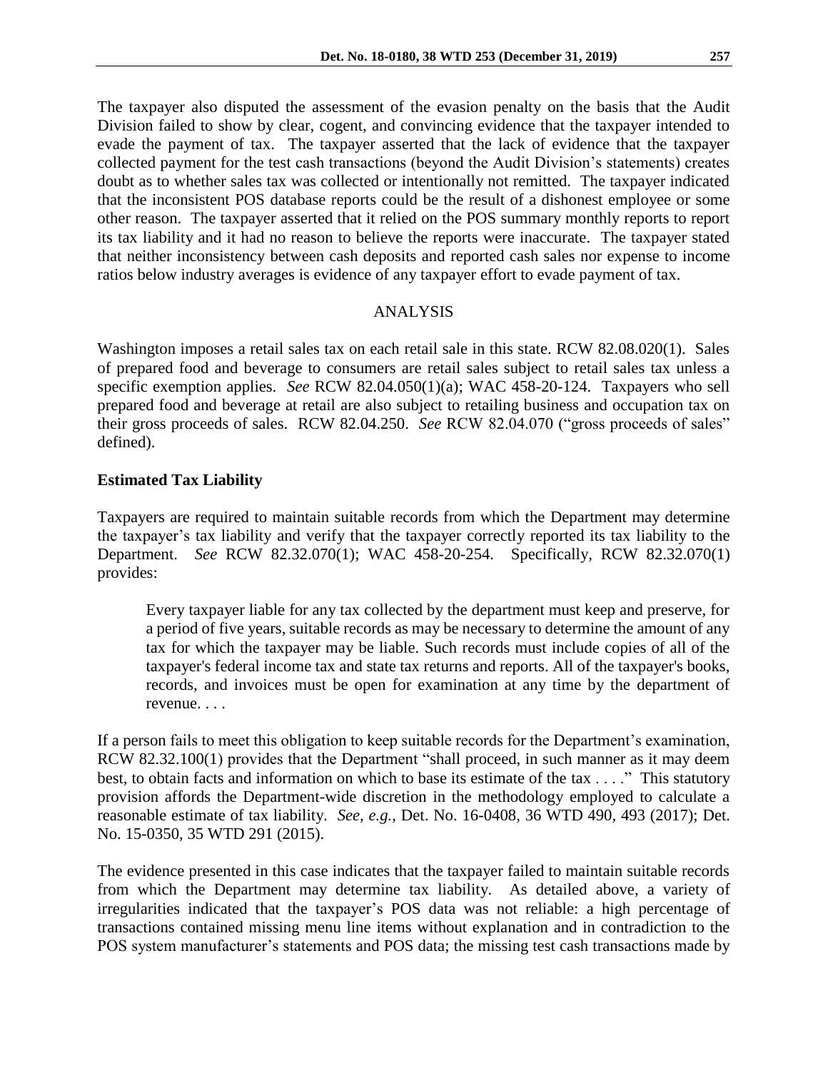The taxpayer also disputed the assessment of the evasion penalty on the basis that the Audit Division failed to show by clear, cogent, and convincing evidence that the taxpayer intended to evade the payment of tax. The taxpayer asserted that the lack of evidence that the taxpayer collected payment for the test cash transactions (beyond the Audit Division's statements) creates doubt as to whether sales tax was collected or intentionally not remitted. The taxpayer indicated that the inconsistent POS database reports could be the result of a dishonest employee or some other reason. The taxpayer asserted that it relied on the POS summary monthly reports to report its tax liability and it had no reason to believe the reports were inaccurate. The taxpayer stated that neither inconsistency between cash deposits and reported cash sales nor expense to income ratios below industry averages is evidence of any taxpayer effort to evade payment of tax.

## ANALYSIS

Washington imposes a retail sales tax on each retail sale in this state. RCW 82.08.020(1). Sales of prepared food and beverage to consumers are retail sales subject to retail sales tax unless a specific exemption applies. *See* RCW 82.04.050(1)(a); WAC 458-20-124. Taxpayers who sell prepared food and beverage at retail are also subject to retailing business and occupation tax on their gross proceeds of sales. RCW 82.04.250. *See* RCW 82.04.070 ("gross proceeds of sales" defined).

### Estimated Tax Liability

Taxpayers are required to maintain suitable records from which the Department may determine the taxpayer's tax liability and verify that the taxpayer correctly reported its tax liability to the Department. *See* RCW 82.32.070(1); WAC 458-20-254. Specifically, RCW 82.32.070(1) provides:

> Every taxpayer liable for any tax collected by the department must keep and preserve, for a period of five years, suitable records as may be necessary to determine the amount of any tax for which the taxpayer may be liable. Such records must include copies of all of the taxpayer's federal income tax and state tax returns and reports. All of the taxpayer's books, records, and invoices must be open for examination at any time by the department of revenue. . . .

If a person fails to meet this obligation to keep suitable records for the Department's examination, RCW 82.32.100(1) provides that the Department "shall proceed, in such manner as it may deem best, to obtain facts and information on which to base its estimate of the tax . . . ." This statutory provision affords the Department-wide discretion in the methodology employed to calculate a reasonable estimate of tax liability. *See, e.g.*, Det. No. 16-0408, 36 WTD 490, 493 (2017); Det. No. 15-0350, 35 WTD 291 (2015).

The evidence presented in this case indicates that the taxpayer failed to maintain suitable records from which the Department may determine tax liability. As detailed above, a variety of irregularities indicated that the taxpayer's POS data was not reliable: a high percentage of transactions contained missing menu line items without explanation and in contradiction to the POS system manufacturer's statements and POS data; the missing test cash transactions made by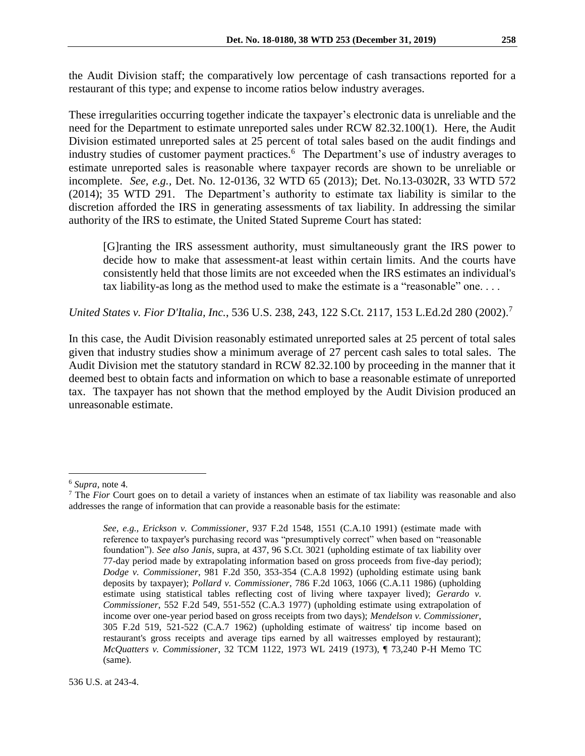the Audit Division staff; the comparatively low percentage of cash transactions reported for a restaurant of this type; and expense to income ratios below industry averages.

These irregularities occurring together indicate the taxpayer's electronic data is unreliable and the need for the Department to estimate unreported sales under RCW 82.32.100(1). Here, the Audit Division estimated unreported sales at 25 percent of total sales based on the audit findings and industry studies of customer payment practices.[6] The Department's use of industry averages to estimate unreported sales is reasonable where taxpayer records are shown to be unreliable or incomplete. *See, e.g.*, Det. No. 12-0136, 32 WTD 65 (2013); Det. No.13-0302R, 33 WTD 572 (2014); 35 WTD 291. The Department's authority to estimate tax liability is similar to the discretion afforded the IRS in generating assessments of tax liability. In addressing the similar authority of the IRS to estimate, the United Stated Supreme Court has stated:

> [G]ranting the IRS assessment authority, must simultaneously grant the IRS power to decide how to make that assessment-at least within certain limits. And the courts have consistently held that those limits are not exceeded when the IRS estimates an individual's tax liability-as long as the method used to make the estimate is a "reasonable" one. . . .

*United States v. Fior D'Italia, Inc.*, 536 U.S. 238, 243, 122 S.Ct. 2117, 153 L.Ed.2d 280 (2002).[7]

In this case, the Audit Division reasonably estimated unreported sales at 25 percent of total sales given that industry studies show a minimum average of 27 percent cash sales to total sales. The Audit Division met the statutory standard in RCW 82.32.100 by proceeding in the manner that it deemed best to obtain facts and information on which to base a reasonable estimate of unreported tax. The taxpayer has not shown that the method employed by the Audit Division produced an unreasonable estimate.

---

[6] *Supra*, note 4.

[7] The *Fior* Court goes on to detail a variety of instances when an estimate of tax liability was reasonable and also addresses the range of information that can provide a reasonable basis for the estimate:

> *See, e.g., Erickson v. Commissioner*, 937 F.2d 1548, 1551 (C.A.10 1991) (estimate made with reference to taxpayer's purchasing record was "presumptively correct" when based on "reasonable foundation"). *See also Janis*, supra, at 437, 96 S.Ct. 3021 (upholding estimate of tax liability over 77-day period made by extrapolating information based on gross proceeds from five-day period); *Dodge v. Commissioner*, 981 F.2d 350, 353-354 (C.A.8 1992) (upholding estimate using bank deposits by taxpayer); *Pollard v. Commissioner*, 786 F.2d 1063, 1066 (C.A.11 1986) (upholding estimate using statistical tables reflecting cost of living where taxpayer lived); *Gerardo v. Commissioner*, 552 F.2d 549, 551-552 (C.A.3 1977) (upholding estimate using extrapolation of income over one-year period based on gross receipts from two days); *Mendelson v. Commissioner*, 305 F.2d 519, 521-522 (C.A.7 1962) (upholding estimate of waitress' tip income based on restaurant's gross receipts and average tips earned by all waitresses employed by restaurant); *McQuatters v. Commissioner*, 32 TCM 1122, 1973 WL 2419 (1973), ¶ 73,240 P-H Memo TC (same).

536 U.S. at 243-4.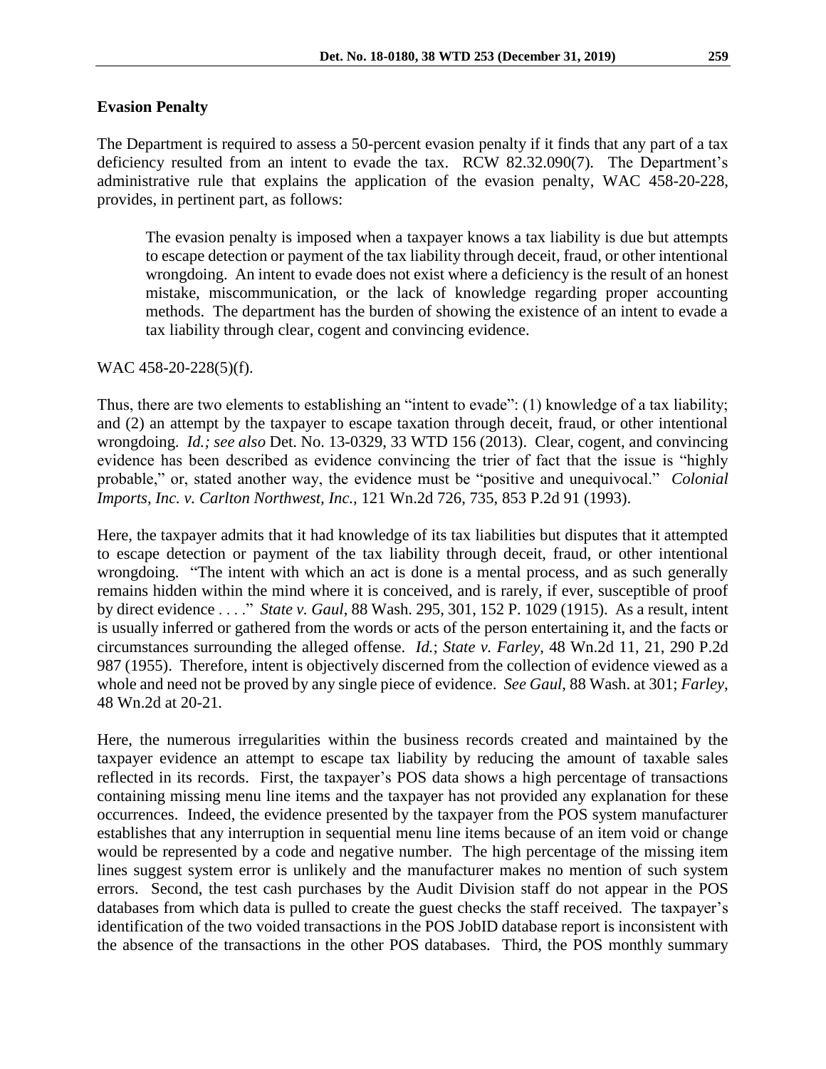**Evasion Penalty**

The Department is required to assess a 50-percent evasion penalty if it finds that any part of a tax deficiency resulted from an intent to evade the tax. RCW 82.32.090(7). The Department's administrative rule that explains the application of the evasion penalty, WAC 458-20-228, provides, in pertinent part, as follows:

> The evasion penalty is imposed when a taxpayer knows a tax liability is due but attempts to escape detection or payment of the tax liability through deceit, fraud, or other intentional wrongdoing. An intent to evade does not exist where a deficiency is the result of an honest mistake, miscommunication, or the lack of knowledge regarding proper accounting methods. The department has the burden of showing the existence of an intent to evade a tax liability through clear, cogent and convincing evidence.

WAC 458-20-228(5)(f).

Thus, there are two elements to establishing an "intent to evade": (1) knowledge of a tax liability; and (2) an attempt by the taxpayer to escape taxation through deceit, fraud, or other intentional wrongdoing. *Id.; see also* Det. No. 13-0329, 33 WTD 156 (2013). Clear, cogent, and convincing evidence has been described as evidence convincing the trier of fact that the issue is "highly probable," or, stated another way, the evidence must be "positive and unequivocal." *Colonial Imports, Inc. v. Carlton Northwest, Inc.,* 121 Wn.2d 726, 735, 853 P.2d 91 (1993).

Here, the taxpayer admits that it had knowledge of its tax liabilities but disputes that it attempted to escape detection or payment of the tax liability through deceit, fraud, or other intentional wrongdoing. "The intent with which an act is done is a mental process, and as such generally remains hidden within the mind where it is conceived, and is rarely, if ever, susceptible of proof by direct evidence . . . ." *State v. Gaul*, 88 Wash. 295, 301, 152 P. 1029 (1915). As a result, intent is usually inferred or gathered from the words or acts of the person entertaining it, and the facts or circumstances surrounding the alleged offense. *Id.*; *State v. Farley*, 48 Wn.2d 11, 21, 290 P.2d 987 (1955). Therefore, intent is objectively discerned from the collection of evidence viewed as a whole and need not be proved by any single piece of evidence. *See Gaul*, 88 Wash. at 301; *Farley*, 48 Wn.2d at 20-21.

Here, the numerous irregularities within the business records created and maintained by the taxpayer evidence an attempt to escape tax liability by reducing the amount of taxable sales reflected in its records. First, the taxpayer's POS data shows a high percentage of transactions containing missing menu line items and the taxpayer has not provided any explanation for these occurrences. Indeed, the evidence presented by the taxpayer from the POS system manufacturer establishes that any interruption in sequential menu line items because of an item void or change would be represented by a code and negative number. The high percentage of the missing item lines suggest system error is unlikely and the manufacturer makes no mention of such system errors. Second, the test cash purchases by the Audit Division staff do not appear in the POS databases from which data is pulled to create the guest checks the staff received. The taxpayer's identification of the two voided transactions in the POS JobID database report is inconsistent with the absence of the transactions in the other POS databases. Third, the POS monthly summary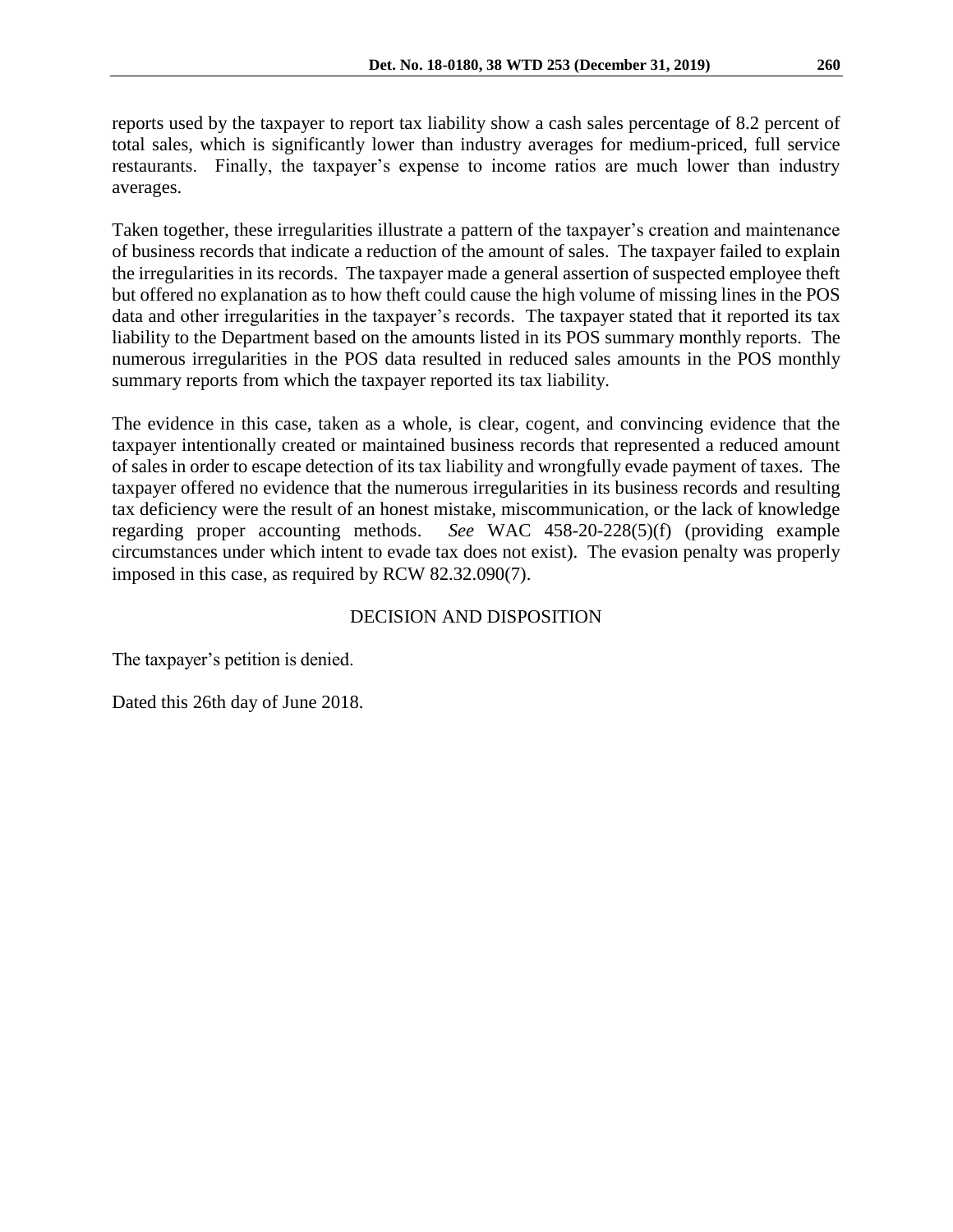reports used by the taxpayer to report tax liability show a cash sales percentage of 8.2 percent of total sales, which is significantly lower than industry averages for medium-priced, full service restaurants. Finally, the taxpayer's expense to income ratios are much lower than industry averages.

Taken together, these irregularities illustrate a pattern of the taxpayer's creation and maintenance of business records that indicate a reduction of the amount of sales. The taxpayer failed to explain the irregularities in its records. The taxpayer made a general assertion of suspected employee theft but offered no explanation as to how theft could cause the high volume of missing lines in the POS data and other irregularities in the taxpayer's records. The taxpayer stated that it reported its tax liability to the Department based on the amounts listed in its POS summary monthly reports. The numerous irregularities in the POS data resulted in reduced sales amounts in the POS monthly summary reports from which the taxpayer reported its tax liability.

The evidence in this case, taken as a whole, is clear, cogent, and convincing evidence that the taxpayer intentionally created or maintained business records that represented a reduced amount of sales in order to escape detection of its tax liability and wrongfully evade payment of taxes. The taxpayer offered no evidence that the numerous irregularities in its business records and resulting tax deficiency were the result of an honest mistake, miscommunication, or the lack of knowledge regarding proper accounting methods. *See* WAC 458-20-228(5)(f) (providing example circumstances under which intent to evade tax does not exist). The evasion penalty was properly imposed in this case, as required by RCW 82.32.090(7).

## DECISION AND DISPOSITION

The taxpayer's petition is denied.

Dated this 26th day of June 2018.